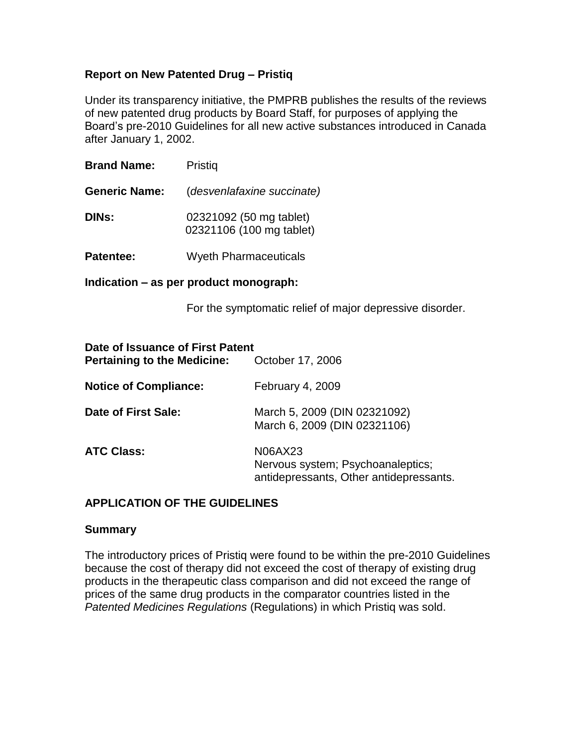# Report on New Patented Drug – Pristiq

Under its transparency initiative, the PMPRB publishes the results of the reviews of new patented drug products by Board Staff, for purposes of applying the Board's pre-2010 Guidelines for all new active substances introduced in Canada after January 1, 2002.

**Brand Name:** Pristiq

**Generic Name:** (*desvenlafaxine succinate)*

**DINs:** 02321092 (50 mg tablet)
02321106 (100 mg tablet)

**Patentee:** Wyeth Pharmaceuticals

**Indication – as per product monograph:**

For the symptomatic relief of major depressive disorder.

**Date of Issuance of First Patent Pertaining to the Medicine:** October 17, 2006

**Notice of Compliance:** February 4, 2009

**Date of First Sale:** March 5, 2009 (DIN 02321092)
March 6, 2009 (DIN 02321106)

**ATC Class:** N06AX23
Nervous system; Psychoanaleptics; antidepressants, Other antidepressants.

## APPLICATION OF THE GUIDELINES

### Summary

The introductory prices of Pristiq were found to be within the pre-2010 Guidelines because the cost of therapy did not exceed the cost of therapy of existing drug products in the therapeutic class comparison and did not exceed the range of prices of the same drug products in the comparator countries listed in the *Patented Medicines Regulations* (Regulations) in which Pristiq was sold.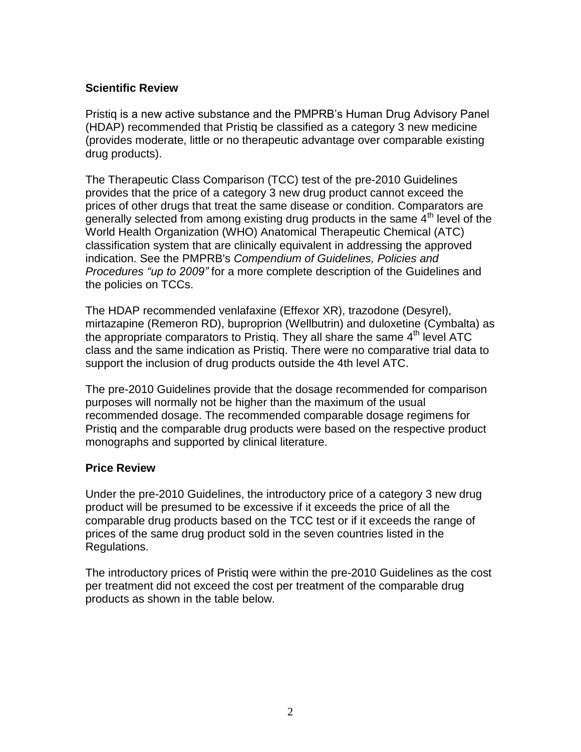## Scientific Review

Pristiq is a new active substance and the PMPRB's Human Drug Advisory Panel (HDAP) recommended that Pristiq be classified as a category 3 new medicine (provides moderate, little or no therapeutic advantage over comparable existing drug products).

The Therapeutic Class Comparison (TCC) test of the pre-2010 Guidelines provides that the price of a category 3 new drug product cannot exceed the prices of other drugs that treat the same disease or condition. Comparators are generally selected from among existing drug products in the same 4th level of the World Health Organization (WHO) Anatomical Therapeutic Chemical (ATC) classification system that are clinically equivalent in addressing the approved indication. See the PMPRB's *Compendium of Guidelines, Policies and Procedures "up to 2009"* for a more complete description of the Guidelines and the policies on TCCs.

The HDAP recommended venlafaxine (Effexor XR), trazodone (Desyrel), mirtazapine (Remeron RD), buproprion (Wellbutrin) and duloxetine (Cymbalta) as the appropriate comparators to Pristiq. They all share the same 4th level ATC class and the same indication as Pristiq. There were no comparative trial data to support the inclusion of drug products outside the 4th level ATC.

The pre-2010 Guidelines provide that the dosage recommended for comparison purposes will normally not be higher than the maximum of the usual recommended dosage. The recommended comparable dosage regimens for Pristiq and the comparable drug products were based on the respective product monographs and supported by clinical literature.

## Price Review

Under the pre-2010 Guidelines, the introductory price of a category 3 new drug product will be presumed to be excessive if it exceeds the price of all the comparable drug products based on the TCC test or if it exceeds the range of prices of the same drug product sold in the seven countries listed in the Regulations.

The introductory prices of Pristiq were within the pre-2010 Guidelines as the cost per treatment did not exceed the cost per treatment of the comparable drug products as shown in the table below.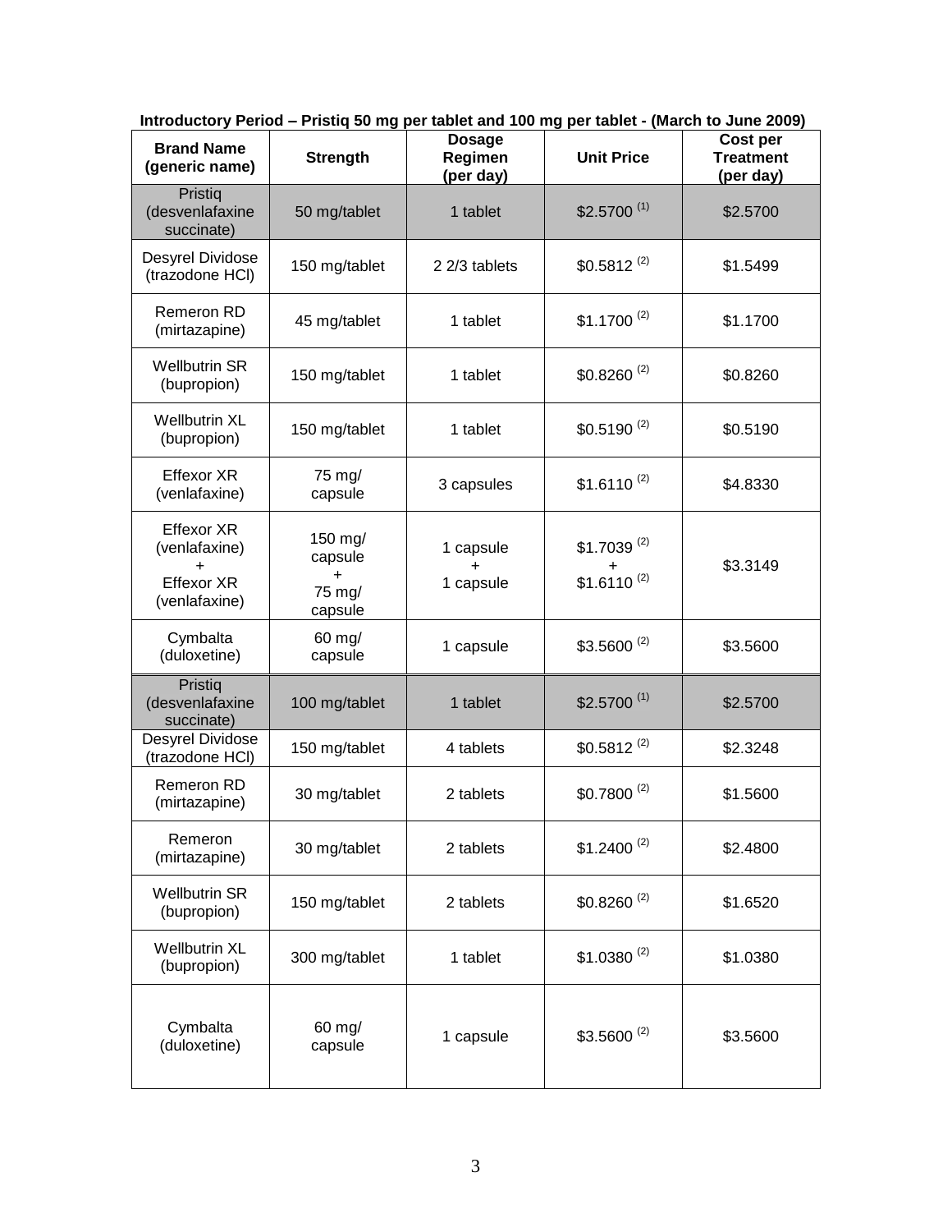**Introductory Period – Pristiq 50 mg per tablet and 100 mg per tablet - (March to June 2009)**

| Brand Name (generic name) | Strength | Dosage Regimen (per day) | Unit Price | Cost per Treatment (per day) |
|---|---|---|---|---|
| Pristiq (desvenlafaxine succinate) | 50 mg/tablet | 1 tablet | $2.5700 (1) | $2.5700 |
| Desyrel Dividose (trazodone HCl) | 150 mg/tablet | 2 2/3 tablets | $0.5812 (2) | $1.5499 |
| Remeron RD (mirtazapine) | 45 mg/tablet | 1 tablet | $1.1700 (2) | $1.1700 |
| Wellbutrin SR (bupropion) | 150 mg/tablet | 1 tablet | $0.8260 (2) | $0.8260 |
| Wellbutrin XL (bupropion) | 150 mg/tablet | 1 tablet | $0.5190 (2) | $0.5190 |
| Effexor XR (venlafaxine) | 75 mg/ capsule | 3 capsules | $1.6110 (2) | $4.8330 |
| Effexor XR (venlafaxine) + Effexor XR (venlafaxine) | 150 mg/ capsule + 75 mg/ capsule | 1 capsule + 1 capsule | $1.7039 (2) + $1.6110 (2) | $3.3149 |
| Cymbalta (duloxetine) | 60 mg/ capsule | 1 capsule | $3.5600 (2) | $3.5600 |
| Pristiq (desvenlafaxine succinate) | 100 mg/tablet | 1 tablet | $2.5700 (1) | $2.5700 |
| Desyrel Dividose (trazodone HCl) | 150 mg/tablet | 4 tablets | $0.5812 (2) | $2.3248 |
| Remeron RD (mirtazapine) | 30 mg/tablet | 2 tablets | $0.7800 (2) | $1.5600 |
| Remeron (mirtazapine) | 30 mg/tablet | 2 tablets | $1.2400 (2) | $2.4800 |
| Wellbutrin SR (bupropion) | 150 mg/tablet | 2 tablets | $0.8260 (2) | $1.6520 |
| Wellbutrin XL (bupropion) | 300 mg/tablet | 1 tablet | $1.0380 (2) | $1.0380 |
| Cymbalta (duloxetine) | 60 mg/ capsule | 1 capsule | $3.5600 (2) | $3.5600 |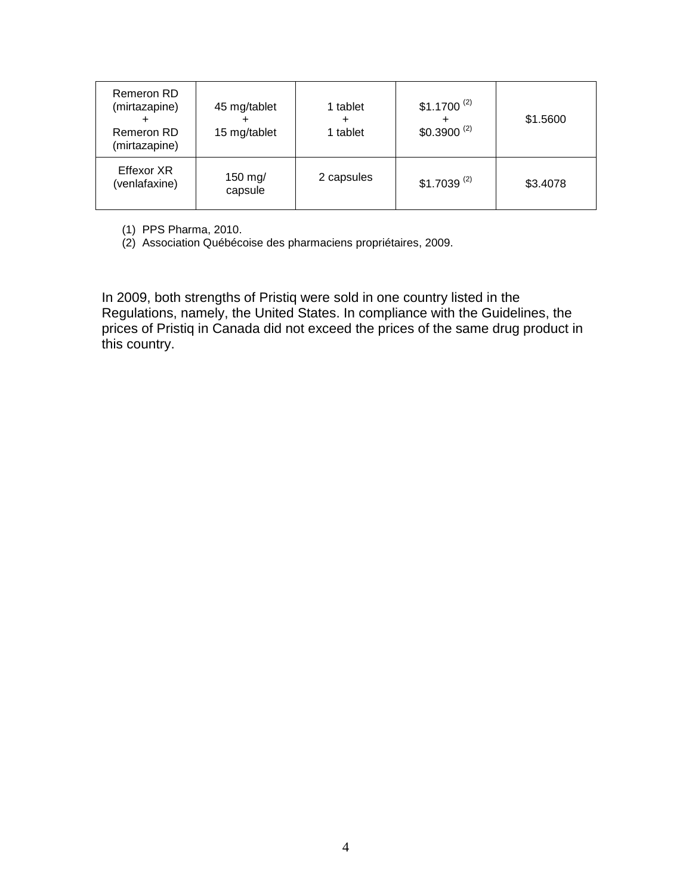| | | | | |
|---|---|---|---|---|
| Remeron RD (mirtazapine) + Remeron RD (mirtazapine) | 45 mg/tablet + 15 mg/tablet | 1 tablet + 1 tablet | $1.1700 [(2)] + $0.3900 [(2)] | $1.5600 |
| Effexor XR (venlafaxine) | 150 mg/ capsule | 2 capsules | $1.7039 [(2)] | $3.4078 |

(1) PPS Pharma, 2010.
(2) Association Québécoise des pharmaciens propriétaires, 2009.

In 2009, both strengths of Pristiq were sold in one country listed in the Regulations, namely, the United States. In compliance with the Guidelines, the prices of Pristiq in Canada did not exceed the prices of the same drug product in this country.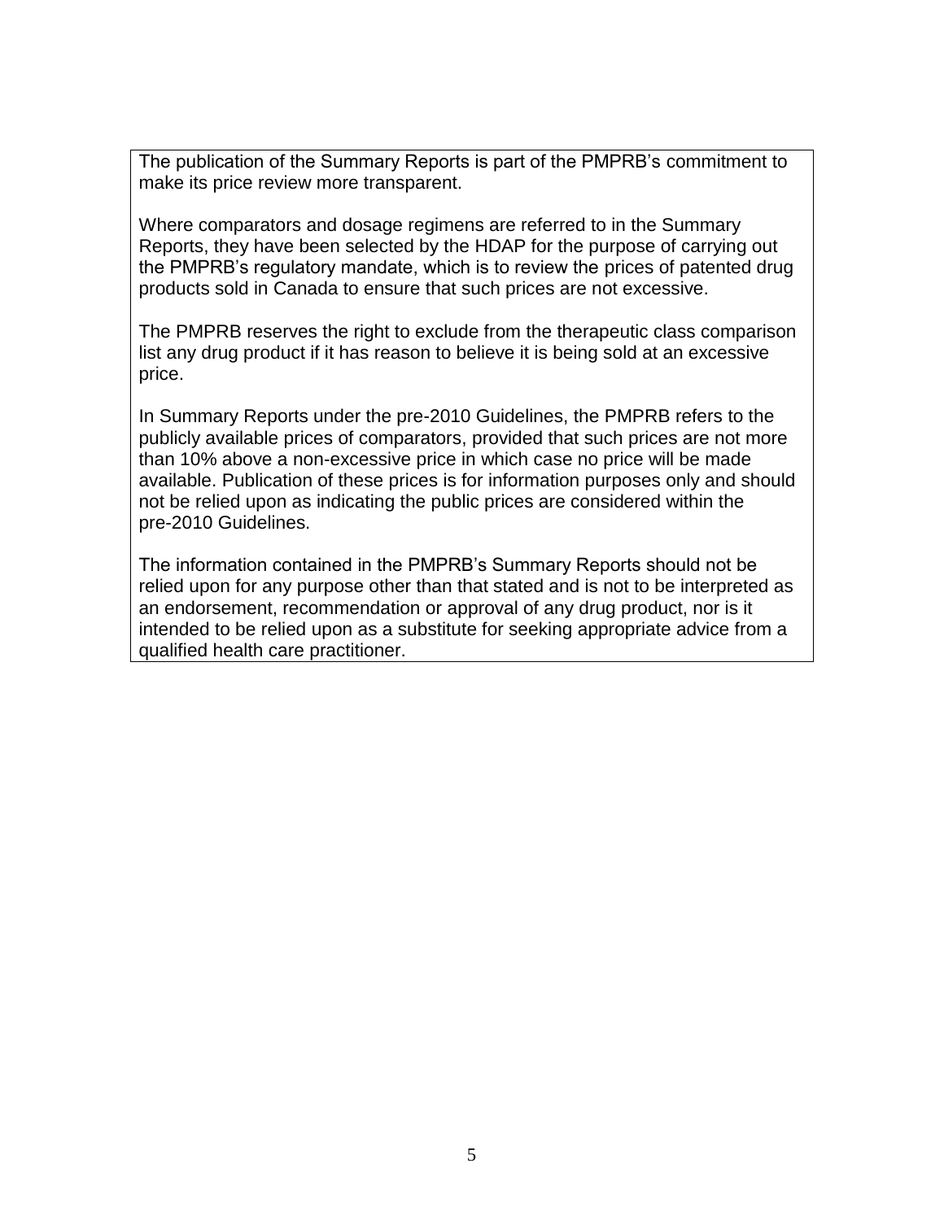The publication of the Summary Reports is part of the PMPRB's commitment to make its price review more transparent.

Where comparators and dosage regimens are referred to in the Summary Reports, they have been selected by the HDAP for the purpose of carrying out the PMPRB's regulatory mandate, which is to review the prices of patented drug products sold in Canada to ensure that such prices are not excessive.

The PMPRB reserves the right to exclude from the therapeutic class comparison list any drug product if it has reason to believe it is being sold at an excessive price.

In Summary Reports under the pre-2010 Guidelines, the PMPRB refers to the publicly available prices of comparators, provided that such prices are not more than 10% above a non-excessive price in which case no price will be made available. Publication of these prices is for information purposes only and should not be relied upon as indicating the public prices are considered within the pre-2010 Guidelines.

The information contained in the PMPRB's Summary Reports should not be relied upon for any purpose other than that stated and is not to be interpreted as an endorsement, recommendation or approval of any drug product, nor is it intended to be relied upon as a substitute for seeking appropriate advice from a qualified health care practitioner.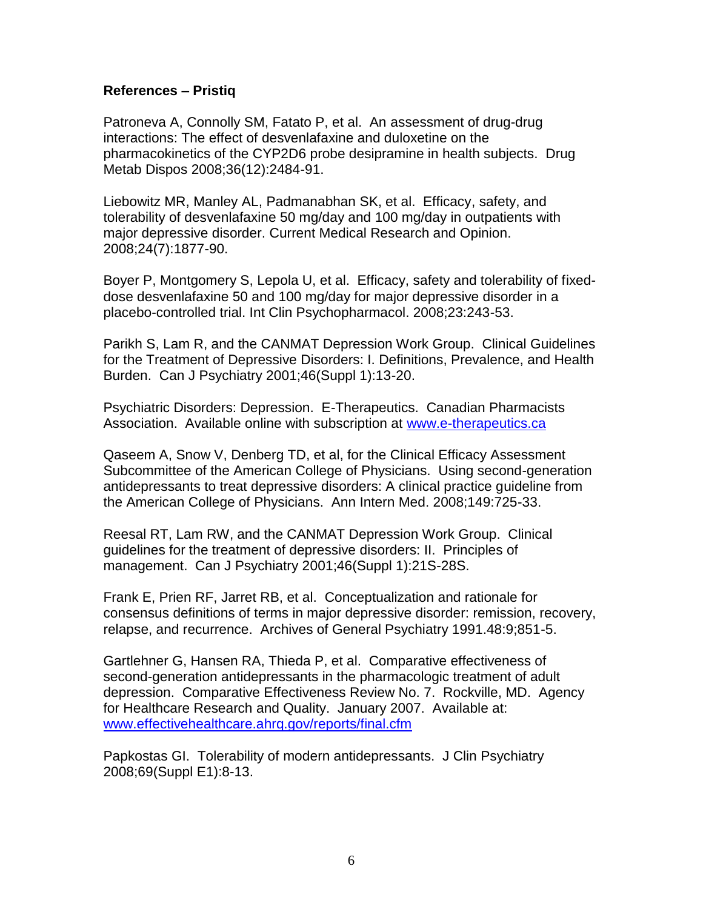**References – Pristiq**

Patroneva A, Connolly SM, Fatato P, et al. An assessment of drug-drug interactions: The effect of desvenlafaxine and duloxetine on the pharmacokinetics of the CYP2D6 probe desipramine in health subjects. Drug Metab Dispos 2008;36(12):2484-91.

Liebowitz MR, Manley AL, Padmanabhan SK, et al. Efficacy, safety, and tolerability of desvenlafaxine 50 mg/day and 100 mg/day in outpatients with major depressive disorder. Current Medical Research and Opinion. 2008;24(7):1877-90.

Boyer P, Montgomery S, Lepola U, et al. Efficacy, safety and tolerability of fixed-dose desvenlafaxine 50 and 100 mg/day for major depressive disorder in a placebo-controlled trial. Int Clin Psychopharmacol. 2008;23:243-53.

Parikh S, Lam R, and the CANMAT Depression Work Group. Clinical Guidelines for the Treatment of Depressive Disorders: I. Definitions, Prevalence, and Health Burden. Can J Psychiatry 2001;46(Suppl 1):13-20.

Psychiatric Disorders: Depression. E-Therapeutics. Canadian Pharmacists Association. Available online with subscription at www.e-therapeutics.ca

Qaseem A, Snow V, Denberg TD, et al, for the Clinical Efficacy Assessment Subcommittee of the American College of Physicians. Using second-generation antidepressants to treat depressive disorders: A clinical practice guideline from the American College of Physicians. Ann Intern Med. 2008;149:725-33.

Reesal RT, Lam RW, and the CANMAT Depression Work Group. Clinical guidelines for the treatment of depressive disorders: II. Principles of management. Can J Psychiatry 2001;46(Suppl 1):21S-28S.

Frank E, Prien RF, Jarret RB, et al. Conceptualization and rationale for consensus definitions of terms in major depressive disorder: remission, recovery, relapse, and recurrence. Archives of General Psychiatry 1991.48:9;851-5.

Gartlehner G, Hansen RA, Thieda P, et al. Comparative effectiveness of second-generation antidepressants in the pharmacologic treatment of adult depression. Comparative Effectiveness Review No. 7. Rockville, MD. Agency for Healthcare Research and Quality. January 2007. Available at: www.effectivehealthcare.ahrq.gov/reports/final.cfm

Papkostas GI. Tolerability of modern antidepressants. J Clin Psychiatry 2008;69(Suppl E1):8-13.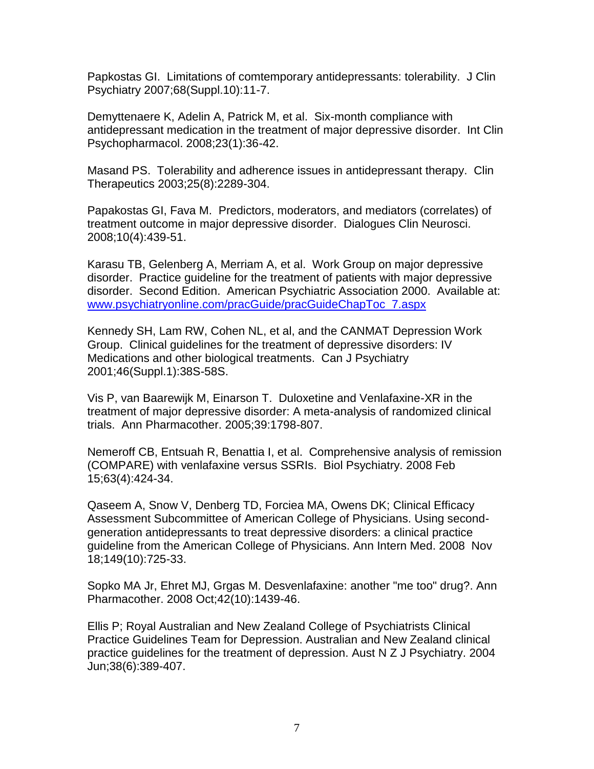Papkostas GI. Limitations of comtemporary antidepressants: tolerability. J Clin Psychiatry 2007;68(Suppl.10):11-7.

Demyttenaere K, Adelin A, Patrick M, et al. Six-month compliance with antidepressant medication in the treatment of major depressive disorder. Int Clin Psychopharmacol. 2008;23(1):36-42.

Masand PS. Tolerability and adherence issues in antidepressant therapy. Clin Therapeutics 2003;25(8):2289-304.

Papakostas GI, Fava M. Predictors, moderators, and mediators (correlates) of treatment outcome in major depressive disorder. Dialogues Clin Neurosci. 2008;10(4):439-51.

Karasu TB, Gelenberg A, Merriam A, et al. Work Group on major depressive disorder. Practice guideline for the treatment of patients with major depressive disorder. Second Edition. American Psychiatric Association 2000. Available at: www.psychiatryonline.com/pracGuide/pracGuideChapToc_7.aspx

Kennedy SH, Lam RW, Cohen NL, et al, and the CANMAT Depression Work Group. Clinical guidelines for the treatment of depressive disorders: IV Medications and other biological treatments. Can J Psychiatry 2001;46(Suppl.1):38S-58S.

Vis P, van Baarewijk M, Einarson T. Duloxetine and Venlafaxine-XR in the treatment of major depressive disorder: A meta-analysis of randomized clinical trials. Ann Pharmacother. 2005;39:1798-807.

Nemeroff CB, Entsuah R, Benattia I, et al. Comprehensive analysis of remission (COMPARE) with venlafaxine versus SSRIs. Biol Psychiatry. 2008 Feb 15;63(4):424-34.

Qaseem A, Snow V, Denberg TD, Forciea MA, Owens DK; Clinical Efficacy Assessment Subcommittee of American College of Physicians. Using second-generation antidepressants to treat depressive disorders: a clinical practice guideline from the American College of Physicians. Ann Intern Med. 2008 Nov 18;149(10):725-33.

Sopko MA Jr, Ehret MJ, Grgas M. Desvenlafaxine: another "me too" drug?. Ann Pharmacother. 2008 Oct;42(10):1439-46.

Ellis P; Royal Australian and New Zealand College of Psychiatrists Clinical Practice Guidelines Team for Depression. Australian and New Zealand clinical practice guidelines for the treatment of depression. Aust N Z J Psychiatry. 2004 Jun;38(6):389-407.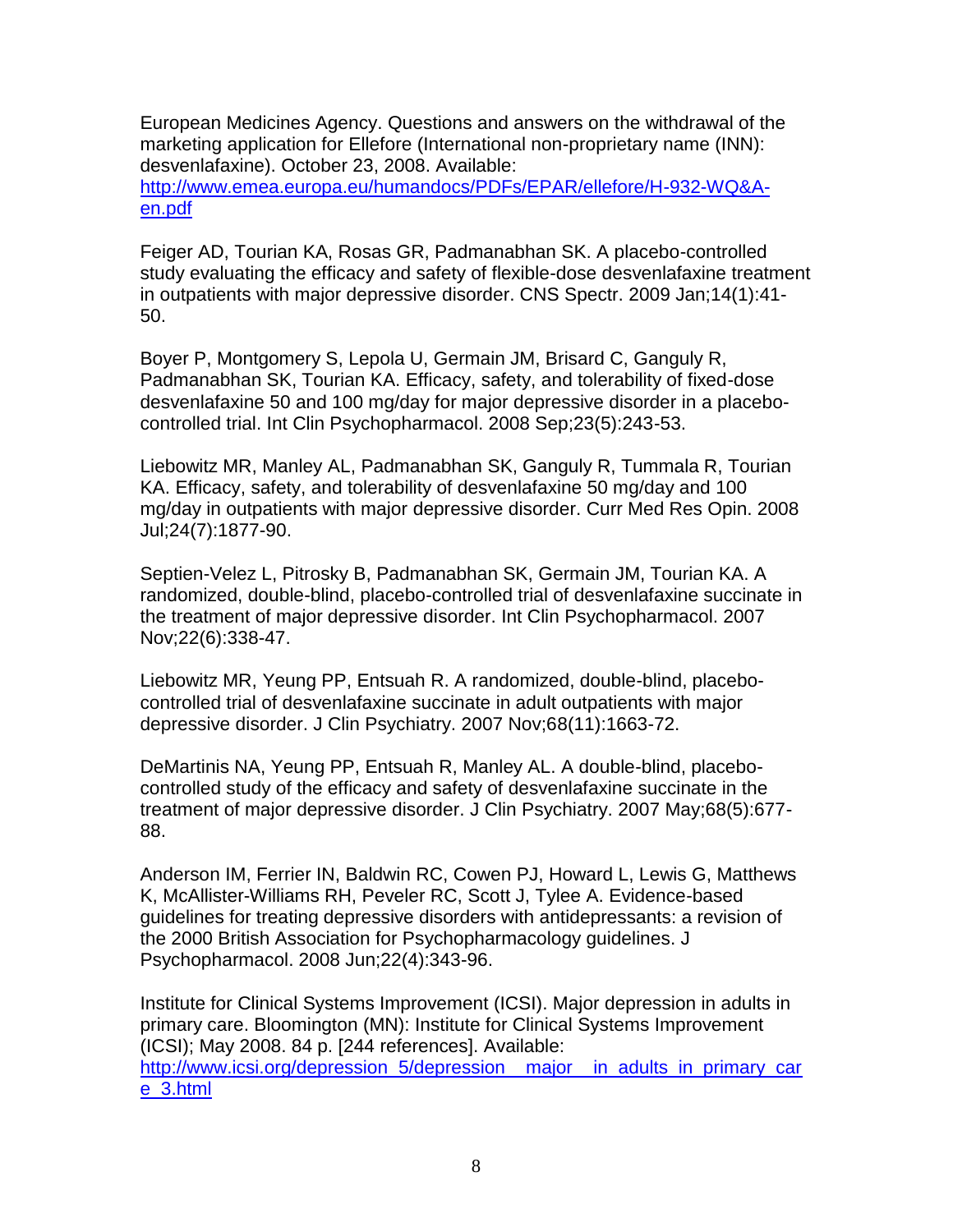European Medicines Agency. Questions and answers on the withdrawal of the marketing application for Ellefore (International non-proprietary name (INN): desvenlafaxine). October 23, 2008. Available: http://www.emea.europa.eu/humandocs/PDFs/EPAR/ellefore/H-932-WQ&A-en.pdf

Feiger AD, Tourian KA, Rosas GR, Padmanabhan SK. A placebo-controlled study evaluating the efficacy and safety of flexible-dose desvenlafaxine treatment in outpatients with major depressive disorder. CNS Spectr. 2009 Jan;14(1):41-50.

Boyer P, Montgomery S, Lepola U, Germain JM, Brisard C, Ganguly R, Padmanabhan SK, Tourian KA. Efficacy, safety, and tolerability of fixed-dose desvenlafaxine 50 and 100 mg/day for major depressive disorder in a placebo-controlled trial. Int Clin Psychopharmacol. 2008 Sep;23(5):243-53.

Liebowitz MR, Manley AL, Padmanabhan SK, Ganguly R, Tummala R, Tourian KA. Efficacy, safety, and tolerability of desvenlafaxine 50 mg/day and 100 mg/day in outpatients with major depressive disorder. Curr Med Res Opin. 2008 Jul;24(7):1877-90.

Septien-Velez L, Pitrosky B, Padmanabhan SK, Germain JM, Tourian KA. A randomized, double-blind, placebo-controlled trial of desvenlafaxine succinate in the treatment of major depressive disorder. Int Clin Psychopharmacol. 2007 Nov;22(6):338-47.

Liebowitz MR, Yeung PP, Entsuah R. A randomized, double-blind, placebo-controlled trial of desvenlafaxine succinate in adult outpatients with major depressive disorder. J Clin Psychiatry. 2007 Nov;68(11):1663-72.

DeMartinis NA, Yeung PP, Entsuah R, Manley AL. A double-blind, placebo-controlled study of the efficacy and safety of desvenlafaxine succinate in the treatment of major depressive disorder. J Clin Psychiatry. 2007 May;68(5):677-88.

Anderson IM, Ferrier IN, Baldwin RC, Cowen PJ, Howard L, Lewis G, Matthews K, McAllister-Williams RH, Peveler RC, Scott J, Tylee A. Evidence-based guidelines for treating depressive disorders with antidepressants: a revision of the 2000 British Association for Psychopharmacology guidelines. J Psychopharmacol. 2008 Jun;22(4):343-96.

Institute for Clinical Systems Improvement (ICSI). Major depression in adults in primary care. Bloomington (MN): Institute for Clinical Systems Improvement (ICSI); May 2008. 84 p. [244 references]. Available: http://www.icsi.org/depression_5/depression__major__in_adults_in_primary_care_3.html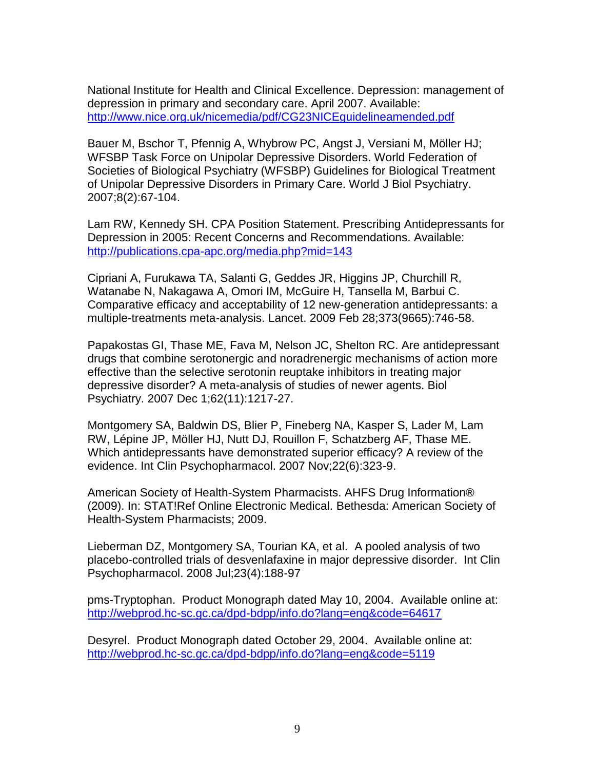National Institute for Health and Clinical Excellence. Depression: management of depression in primary and secondary care. April 2007. Available: http://www.nice.org.uk/nicemedia/pdf/CG23NICEguidelineamended.pdf

Bauer M, Bschor T, Pfennig A, Whybrow PC, Angst J, Versiani M, Möller HJ; WFSBP Task Force on Unipolar Depressive Disorders. World Federation of Societies of Biological Psychiatry (WFSBP) Guidelines for Biological Treatment of Unipolar Depressive Disorders in Primary Care. World J Biol Psychiatry. 2007;8(2):67-104.

Lam RW, Kennedy SH. CPA Position Statement. Prescribing Antidepressants for Depression in 2005: Recent Concerns and Recommendations. Available: http://publications.cpa-apc.org/media.php?mid=143

Cipriani A, Furukawa TA, Salanti G, Geddes JR, Higgins JP, Churchill R, Watanabe N, Nakagawa A, Omori IM, McGuire H, Tansella M, Barbui C. Comparative efficacy and acceptability of 12 new-generation antidepressants: a multiple-treatments meta-analysis. Lancet. 2009 Feb 28;373(9665):746-58.

Papakostas GI, Thase ME, Fava M, Nelson JC, Shelton RC. Are antidepressant drugs that combine serotonergic and noradrenergic mechanisms of action more effective than the selective serotonin reuptake inhibitors in treating major depressive disorder? A meta-analysis of studies of newer agents. Biol Psychiatry. 2007 Dec 1;62(11):1217-27.

Montgomery SA, Baldwin DS, Blier P, Fineberg NA, Kasper S, Lader M, Lam RW, Lépine JP, Möller HJ, Nutt DJ, Rouillon F, Schatzberg AF, Thase ME. Which antidepressants have demonstrated superior efficacy? A review of the evidence. Int Clin Psychopharmacol. 2007 Nov;22(6):323-9.

American Society of Health-System Pharmacists. AHFS Drug Information® (2009). In: STAT!Ref Online Electronic Medical. Bethesda: American Society of Health-System Pharmacists; 2009.

Lieberman DZ, Montgomery SA, Tourian KA, et al. A pooled analysis of two placebo-controlled trials of desvenlafaxine in major depressive disorder. Int Clin Psychopharmacol. 2008 Jul;23(4):188-97

pms-Tryptophan. Product Monograph dated May 10, 2004. Available online at: http://webprod.hc-sc.gc.ca/dpd-bdpp/info.do?lang=eng&code=64617

Desyrel. Product Monograph dated October 29, 2004. Available online at: http://webprod.hc-sc.gc.ca/dpd-bdpp/info.do?lang=eng&code=5119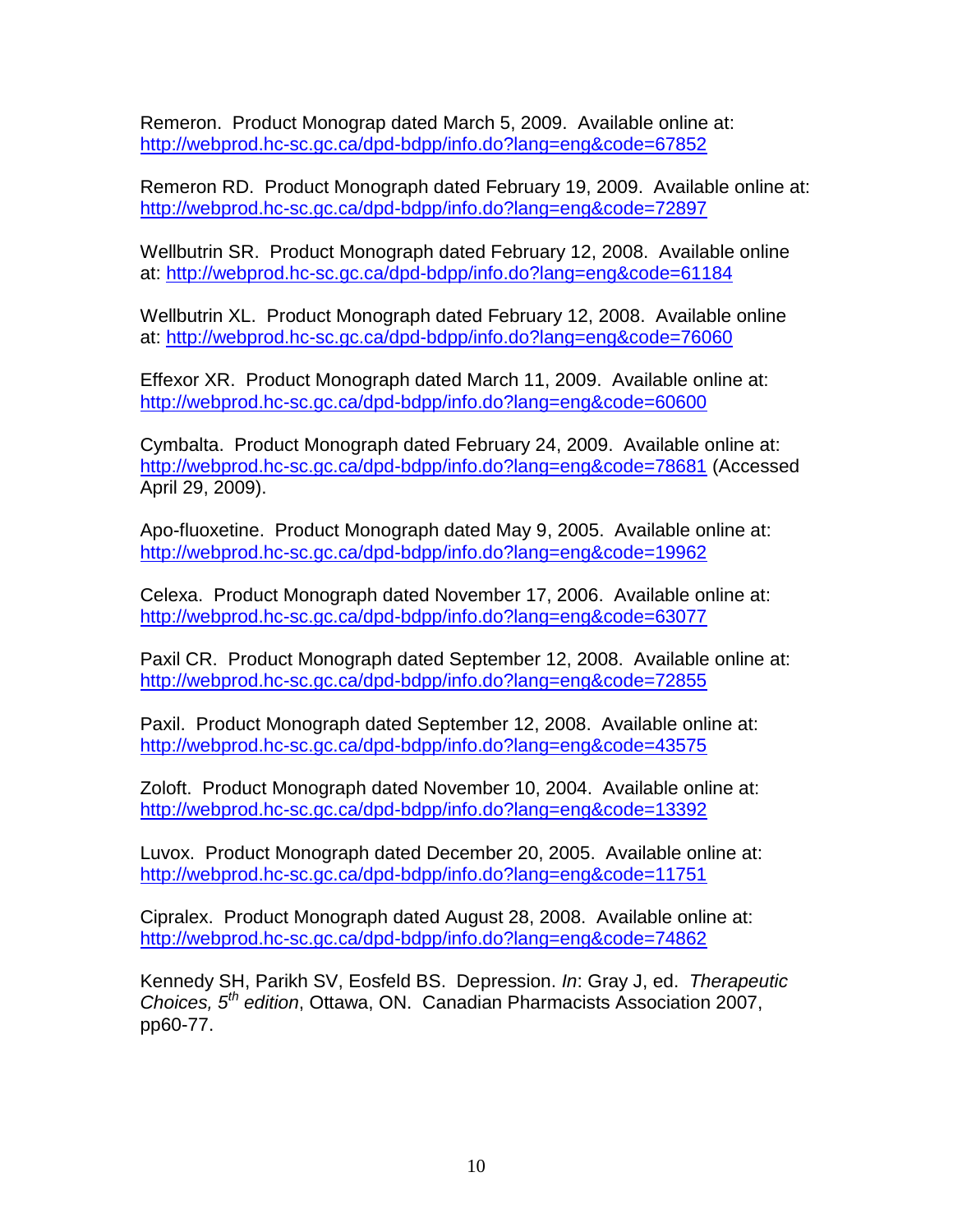Remeron. Product Monograp dated March 5, 2009. Available online at: http://webprod.hc-sc.gc.ca/dpd-bdpp/info.do?lang=eng&code=67852

Remeron RD. Product Monograph dated February 19, 2009. Available online at: http://webprod.hc-sc.gc.ca/dpd-bdpp/info.do?lang=eng&code=72897

Wellbutrin SR. Product Monograph dated February 12, 2008. Available online at: http://webprod.hc-sc.gc.ca/dpd-bdpp/info.do?lang=eng&code=61184

Wellbutrin XL. Product Monograph dated February 12, 2008. Available online at: http://webprod.hc-sc.gc.ca/dpd-bdpp/info.do?lang=eng&code=76060

Effexor XR. Product Monograph dated March 11, 2009. Available online at: http://webprod.hc-sc.gc.ca/dpd-bdpp/info.do?lang=eng&code=60600

Cymbalta. Product Monograph dated February 24, 2009. Available online at: http://webprod.hc-sc.gc.ca/dpd-bdpp/info.do?lang=eng&code=78681 (Accessed April 29, 2009).

Apo-fluoxetine. Product Monograph dated May 9, 2005. Available online at: http://webprod.hc-sc.gc.ca/dpd-bdpp/info.do?lang=eng&code=19962

Celexa. Product Monograph dated November 17, 2006. Available online at: http://webprod.hc-sc.gc.ca/dpd-bdpp/info.do?lang=eng&code=63077

Paxil CR. Product Monograph dated September 12, 2008. Available online at: http://webprod.hc-sc.gc.ca/dpd-bdpp/info.do?lang=eng&code=72855

Paxil. Product Monograph dated September 12, 2008. Available online at: http://webprod.hc-sc.gc.ca/dpd-bdpp/info.do?lang=eng&code=43575

Zoloft. Product Monograph dated November 10, 2004. Available online at: http://webprod.hc-sc.gc.ca/dpd-bdpp/info.do?lang=eng&code=13392

Luvox. Product Monograph dated December 20, 2005. Available online at: http://webprod.hc-sc.gc.ca/dpd-bdpp/info.do?lang=eng&code=11751

Cipralex. Product Monograph dated August 28, 2008. Available online at: http://webprod.hc-sc.gc.ca/dpd-bdpp/info.do?lang=eng&code=74862

Kennedy SH, Parikh SV, Eosfeld BS. Depression. *In*: Gray J, ed. *Therapeutic Choices, 5th edition*, Ottawa, ON. Canadian Pharmacists Association 2007, pp60-77.